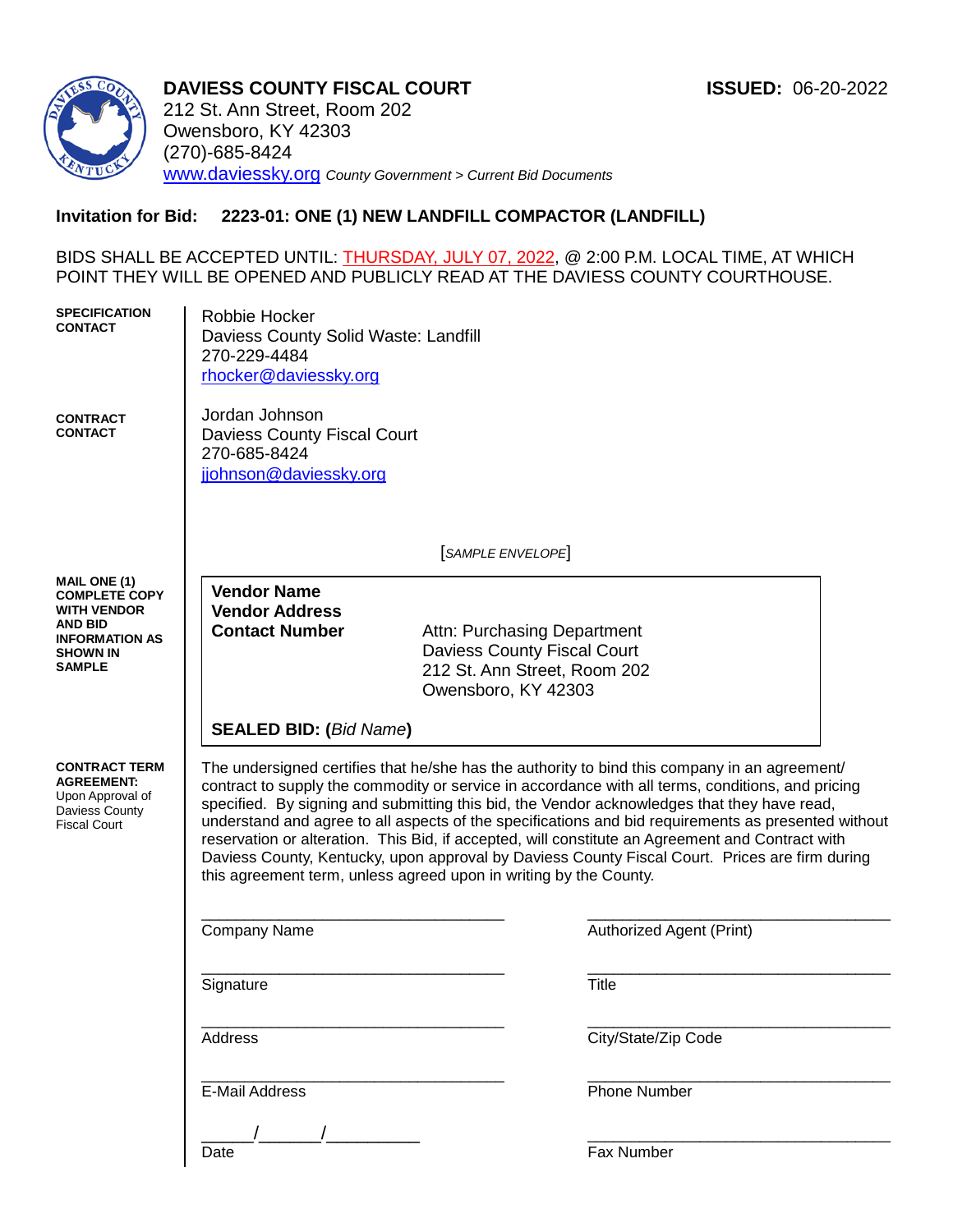# DAVIESS COUNTY FISCAL COURT

**ISSUED:** 06-20-2022

212 St. Ann Street, Room 202
Owensboro, KY 42303
(270)-685-8424
www.daviessky.org *County Government > Current Bid Documents*

**Invitation for Bid: 2223-01: ONE (1) NEW LANDFILL COMPACTOR (LANDFILL)**

BIDS SHALL BE ACCEPTED UNTIL: THURSDAY, JULY 07, 2022, @ 2:00 P.M. LOCAL TIME, AT WHICH POINT THEY WILL BE OPENED AND PUBLICLY READ AT THE DAVIESS COUNTY COURTHOUSE.

**SPECIFICATION CONTACT**

Robbie Hocker
Daviess County Solid Waste: Landfill
270-229-4484
rhocker@daviessky.org

**CONTRACT CONTACT**

Jordan Johnson
Daviess County Fiscal Court
270-685-8424
jjohnson@daviessky.org

**MAIL ONE (1) COMPLETE COPY WITH VENDOR AND BID INFORMATION AS SHOWN IN SAMPLE**

[*SAMPLE ENVELOPE*]

**Vendor Name**
**Vendor Address**
**Contact Number**

Attn: Purchasing Department
Daviess County Fiscal Court
212 St. Ann Street, Room 202
Owensboro, KY 42303

**SEALED BID: (***Bid Name***)**

**CONTRACT TERM AGREEMENT:** Upon Approval of Daviess County Fiscal Court

The undersigned certifies that he/she has the authority to bind this company in an agreement/ contract to supply the commodity or service in accordance with all terms, conditions, and pricing specified. By signing and submitting this bid, the Vendor acknowledges that they have read, understand and agree to all aspects of the specifications and bid requirements as presented without reservation or alteration. This Bid, if accepted, will constitute an Agreement and Contract with Daviess County, Kentucky, upon approval by Daviess County Fiscal Court. Prices are firm during this agreement term, unless agreed upon in writing by the County.

___________________________________ Company Name

___________________________________ Authorized Agent (Print)

___________________________________ Signature

___________________________________ Title

___________________________________ Address

___________________________________ City/State/Zip Code

___________________________________ E-Mail Address

___________________________________ Phone Number

______/_______/__________ Date

___________________________________ Fax Number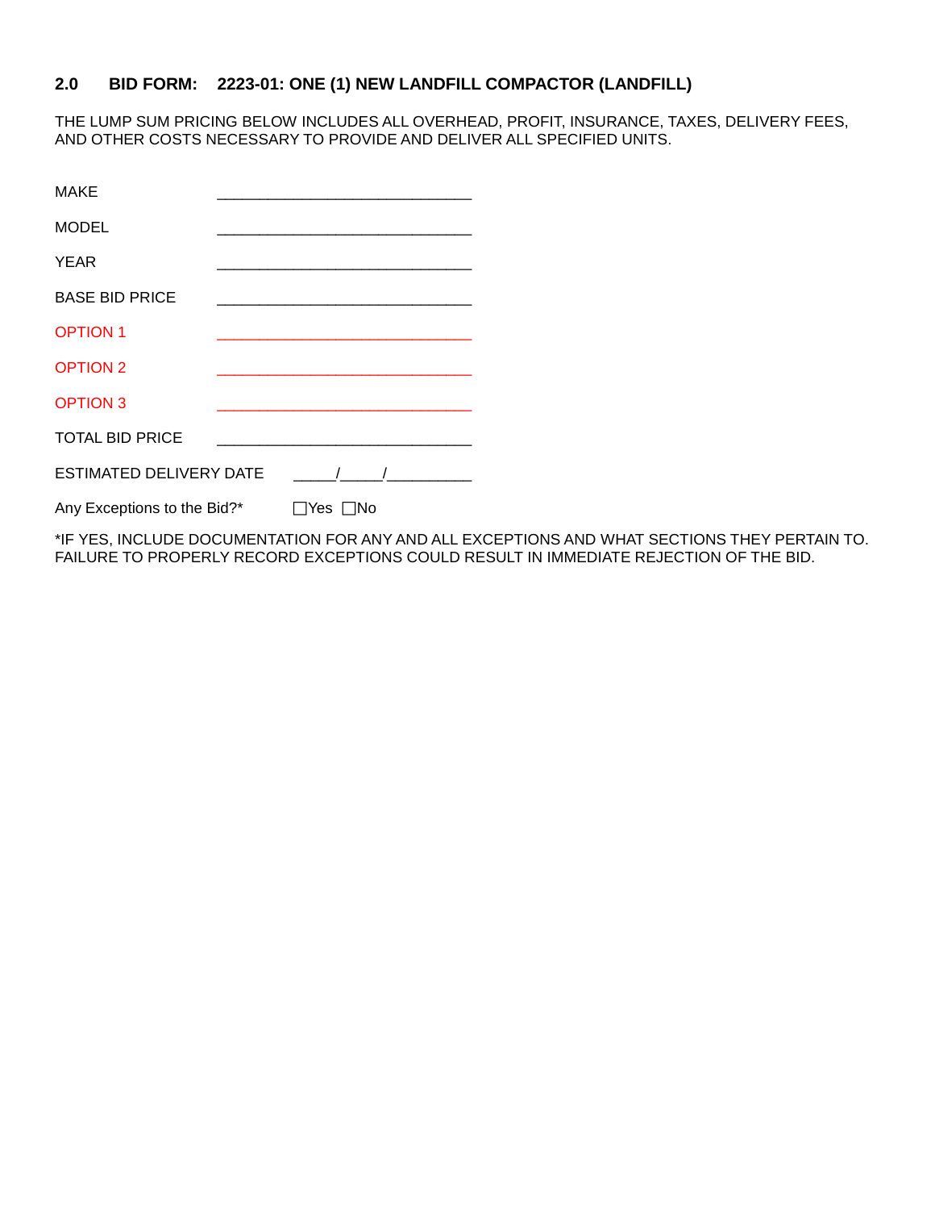## 2.0 BID FORM: 2223-01: ONE (1) NEW LANDFILL COMPACTOR (LANDFILL)

THE LUMP SUM PRICING BELOW INCLUDES ALL OVERHEAD, PROFIT, INSURANCE, TAXES, DELIVERY FEES, AND OTHER COSTS NECESSARY TO PROVIDE AND DELIVER ALL SPECIFIED UNITS.

MAKE ______________________________

MODEL ______________________________

YEAR ______________________________

BASE BID PRICE ______________________________

OPTION 1 ______________________________

OPTION 2 ______________________________

OPTION 3 ______________________________

TOTAL BID PRICE ______________________________

ESTIMATED DELIVERY DATE _____/_____/__________

Any Exceptions to the Bid?* ☐Yes ☐No

*IF YES, INCLUDE DOCUMENTATION FOR ANY AND ALL EXCEPTIONS AND WHAT SECTIONS THEY PERTAIN TO. FAILURE TO PROPERLY RECORD EXCEPTIONS COULD RESULT IN IMMEDIATE REJECTION OF THE BID.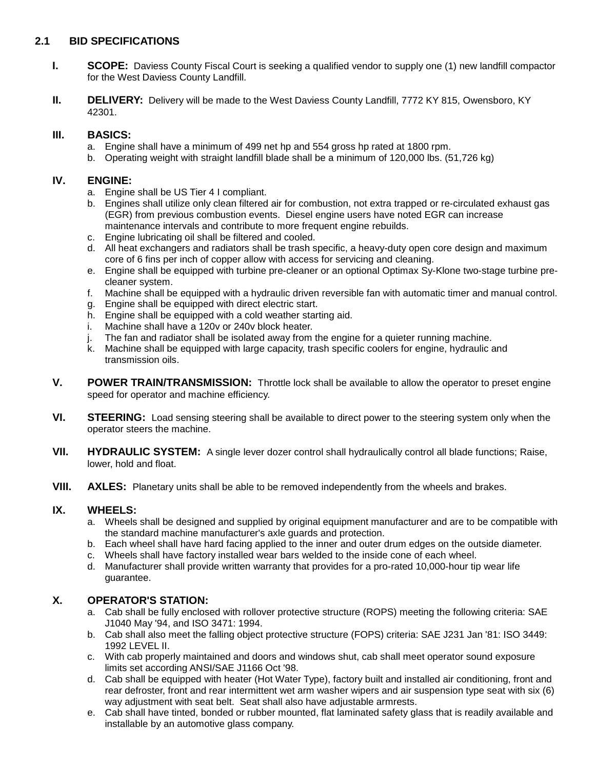## 2.1 BID SPECIFICATIONS

**I. SCOPE:** Daviess County Fiscal Court is seeking a qualified vendor to supply one (1) new landfill compactor for the West Daviess County Landfill.

**II. DELIVERY:** Delivery will be made to the West Daviess County Landfill, 7772 KY 815, Owensboro, KY 42301.

**III. BASICS:**

a. Engine shall have a minimum of 499 net hp and 554 gross hp rated at 1800 rpm.
b. Operating weight with straight landfill blade shall be a minimum of 120,000 lbs. (51,726 kg)

**IV. ENGINE:**

a. Engine shall be US Tier 4 I compliant.
b. Engines shall utilize only clean filtered air for combustion, not extra trapped or re-circulated exhaust gas (EGR) from previous combustion events. Diesel engine users have noted EGR can increase maintenance intervals and contribute to more frequent engine rebuilds.
c. Engine lubricating oil shall be filtered and cooled.
d. All heat exchangers and radiators shall be trash specific, a heavy-duty open core design and maximum core of 6 fins per inch of copper allow with access for servicing and cleaning.
e. Engine shall be equipped with turbine pre-cleaner or an optional Optimax Sy-Klone two-stage turbine pre-cleaner system.
f. Machine shall be equipped with a hydraulic driven reversible fan with automatic timer and manual control.
g. Engine shall be equipped with direct electric start.
h. Engine shall be equipped with a cold weather starting aid.
i. Machine shall have a 120v or 240v block heater.
j. The fan and radiator shall be isolated away from the engine for a quieter running machine.
k. Machine shall be equipped with large capacity, trash specific coolers for engine, hydraulic and transmission oils.

**V. POWER TRAIN/TRANSMISSION:** Throttle lock shall be available to allow the operator to preset engine speed for operator and machine efficiency.

**VI. STEERING:** Load sensing steering shall be available to direct power to the steering system only when the operator steers the machine.

**VII. HYDRAULIC SYSTEM:** A single lever dozer control shall hydraulically control all blade functions; Raise, lower, hold and float.

**VIII. AXLES:** Planetary units shall be able to be removed independently from the wheels and brakes.

**IX. WHEELS:**

a. Wheels shall be designed and supplied by original equipment manufacturer and are to be compatible with the standard machine manufacturer's axle guards and protection.
b. Each wheel shall have hard facing applied to the inner and outer drum edges on the outside diameter.
c. Wheels shall have factory installed wear bars welded to the inside cone of each wheel.
d. Manufacturer shall provide written warranty that provides for a pro-rated 10,000-hour tip wear life guarantee.

**X. OPERATOR'S STATION:**

a. Cab shall be fully enclosed with rollover protective structure (ROPS) meeting the following criteria: SAE J1040 May '94, and ISO 3471: 1994.
b. Cab shall also meet the falling object protective structure (FOPS) criteria: SAE J231 Jan '81: ISO 3449: 1992 LEVEL II.
c. With cab properly maintained and doors and windows shut, cab shall meet operator sound exposure limits set according ANSI/SAE J1166 Oct '98.
d. Cab shall be equipped with heater (Hot Water Type), factory built and installed air conditioning, front and rear defroster, front and rear intermittent wet arm washer wipers and air suspension type seat with six (6) way adjustment with seat belt. Seat shall also have adjustable armrests.
e. Cab shall have tinted, bonded or rubber mounted, flat laminated safety glass that is readily available and installable by an automotive glass company.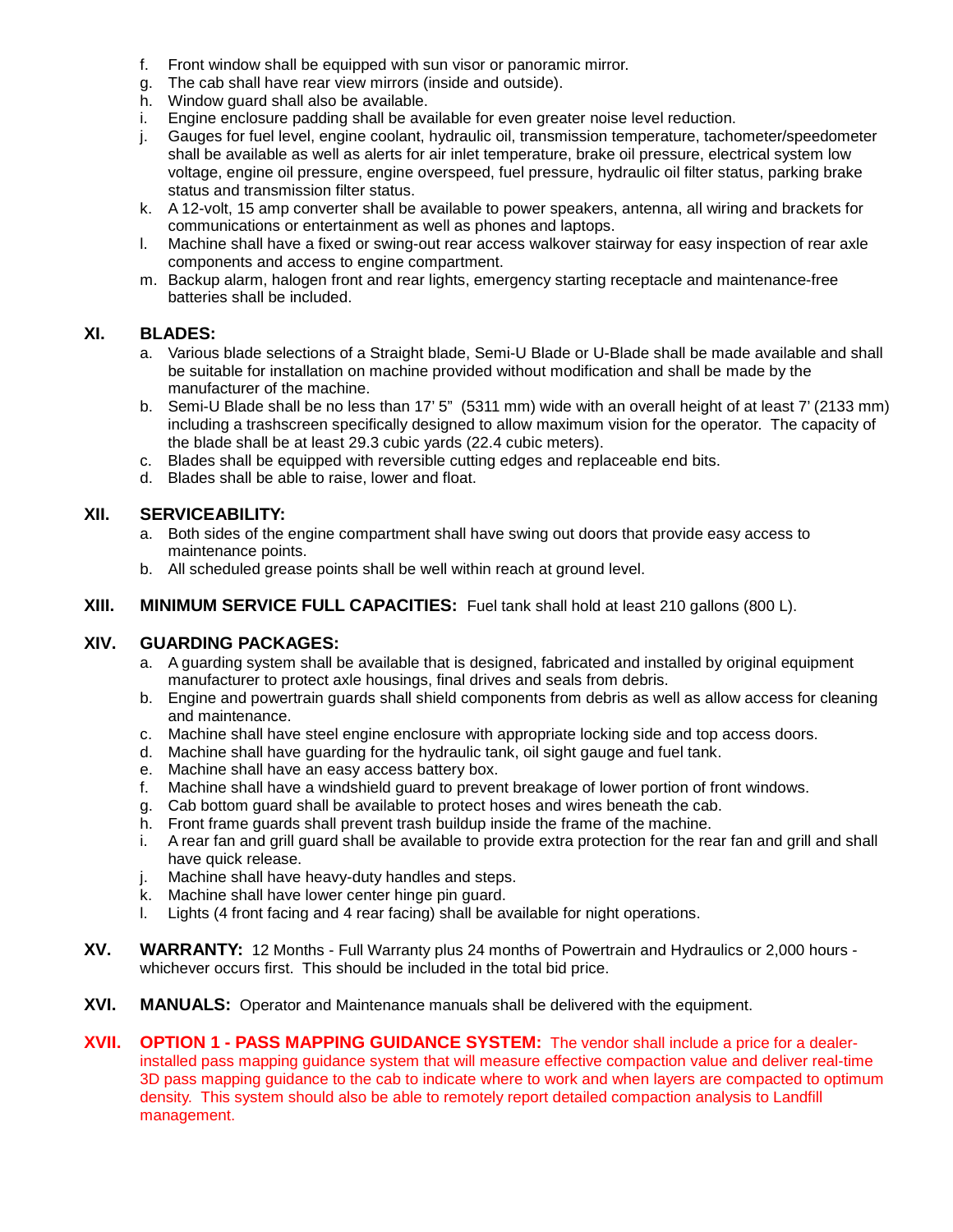f. Front window shall be equipped with sun visor or panoramic mirror.
g. The cab shall have rear view mirrors (inside and outside).
h. Window guard shall also be available.
i. Engine enclosure padding shall be available for even greater noise level reduction.
j. Gauges for fuel level, engine coolant, hydraulic oil, transmission temperature, tachometer/speedometer shall be available as well as alerts for air inlet temperature, brake oil pressure, electrical system low voltage, engine oil pressure, engine overspeed, fuel pressure, hydraulic oil filter status, parking brake status and transmission filter status.
k. A 12-volt, 15 amp converter shall be available to power speakers, antenna, all wiring and brackets for communications or entertainment as well as phones and laptops.
l. Machine shall have a fixed or swing-out rear access walkover stairway for easy inspection of rear axle components and access to engine compartment.
m. Backup alarm, halogen front and rear lights, emergency starting receptacle and maintenance-free batteries shall be included.

## XI. BLADES:

a. Various blade selections of a Straight blade, Semi-U Blade or U-Blade shall be made available and shall be suitable for installation on machine provided without modification and shall be made by the manufacturer of the machine.
b. Semi-U Blade shall be no less than 17' 5" (5311 mm) wide with an overall height of at least 7' (2133 mm) including a trashscreen specifically designed to allow maximum vision for the operator. The capacity of the blade shall be at least 29.3 cubic yards (22.4 cubic meters).
c. Blades shall be equipped with reversible cutting edges and replaceable end bits.
d. Blades shall be able to raise, lower and float.

## XII. SERVICEABILITY:

a. Both sides of the engine compartment shall have swing out doors that provide easy access to maintenance points.
b. All scheduled grease points shall be well within reach at ground level.

## XIII. MINIMUM SERVICE FULL CAPACITIES:

Fuel tank shall hold at least 210 gallons (800 L).

## XIV. GUARDING PACKAGES:

a. A guarding system shall be available that is designed, fabricated and installed by original equipment manufacturer to protect axle housings, final drives and seals from debris.
b. Engine and powertrain guards shall shield components from debris as well as allow access for cleaning and maintenance.
c. Machine shall have steel engine enclosure with appropriate locking side and top access doors.
d. Machine shall have guarding for the hydraulic tank, oil sight gauge and fuel tank.
e. Machine shall have an easy access battery box.
f. Machine shall have a windshield guard to prevent breakage of lower portion of front windows.
g. Cab bottom guard shall be available to protect hoses and wires beneath the cab.
h. Front frame guards shall prevent trash buildup inside the frame of the machine.
i. A rear fan and grill guard shall be available to provide extra protection for the rear fan and grill and shall have quick release.
j. Machine shall have heavy-duty handles and steps.
k. Machine shall have lower center hinge pin guard.
l. Lights (4 front facing and 4 rear facing) shall be available for night operations.

## XV. WARRANTY:

12 Months - Full Warranty plus 24 months of Powertrain and Hydraulics or 2,000 hours - whichever occurs first. This should be included in the total bid price.

## XVI. MANUALS:

Operator and Maintenance manuals shall be delivered with the equipment.

## XVII. OPTION 1 - PASS MAPPING GUIDANCE SYSTEM:

The vendor shall include a price for a dealer-installed pass mapping guidance system that will measure effective compaction value and deliver real-time 3D pass mapping guidance to the cab to indicate where to work and when layers are compacted to optimum density. This system should also be able to remotely report detailed compaction analysis to Landfill management.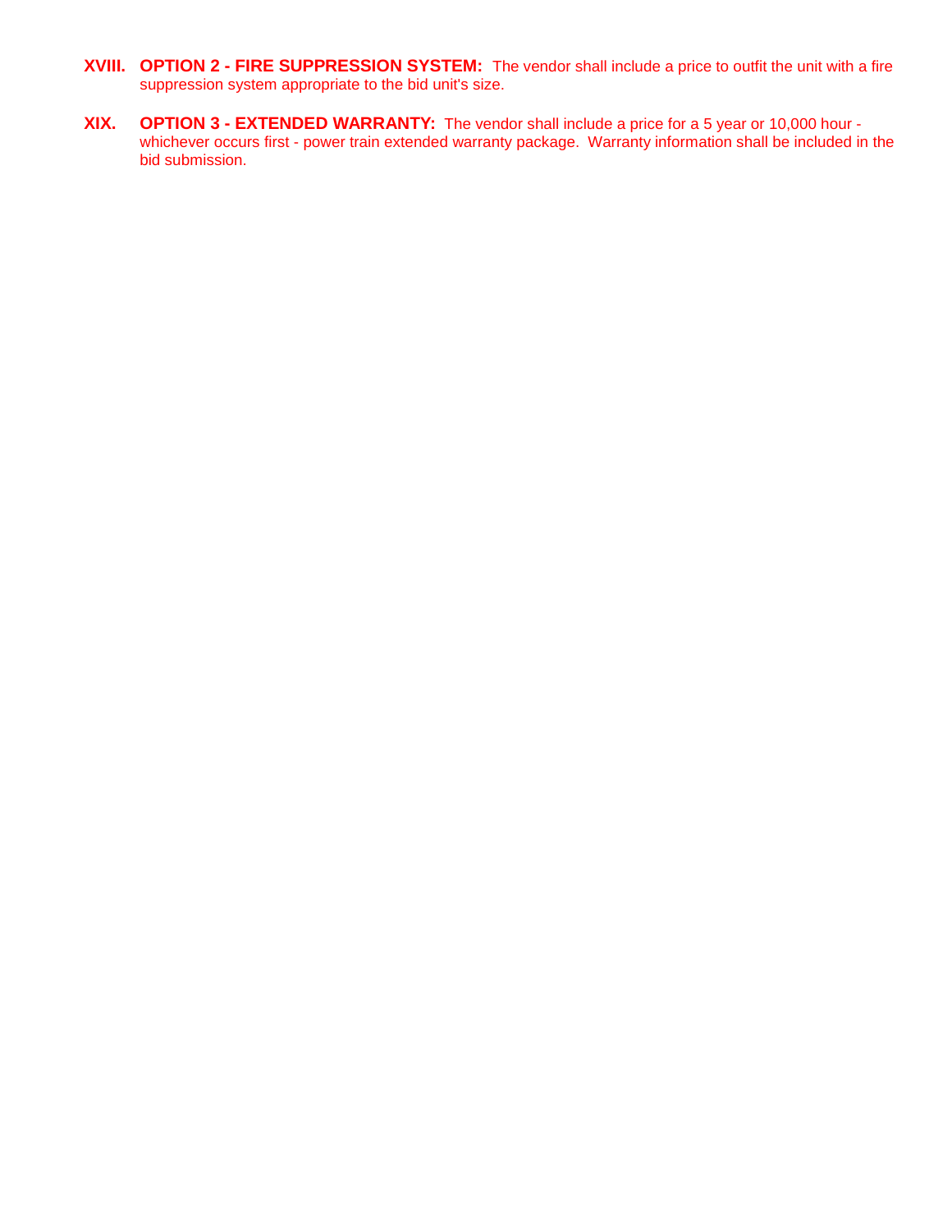**XVIII. OPTION 2 - FIRE SUPPRESSION SYSTEM:** The vendor shall include a price to outfit the unit with a fire suppression system appropriate to the bid unit's size.

**XIX. OPTION 3 - EXTENDED WARRANTY:** The vendor shall include a price for a 5 year or 10,000 hour - whichever occurs first - power train extended warranty package. Warranty information shall be included in the bid submission.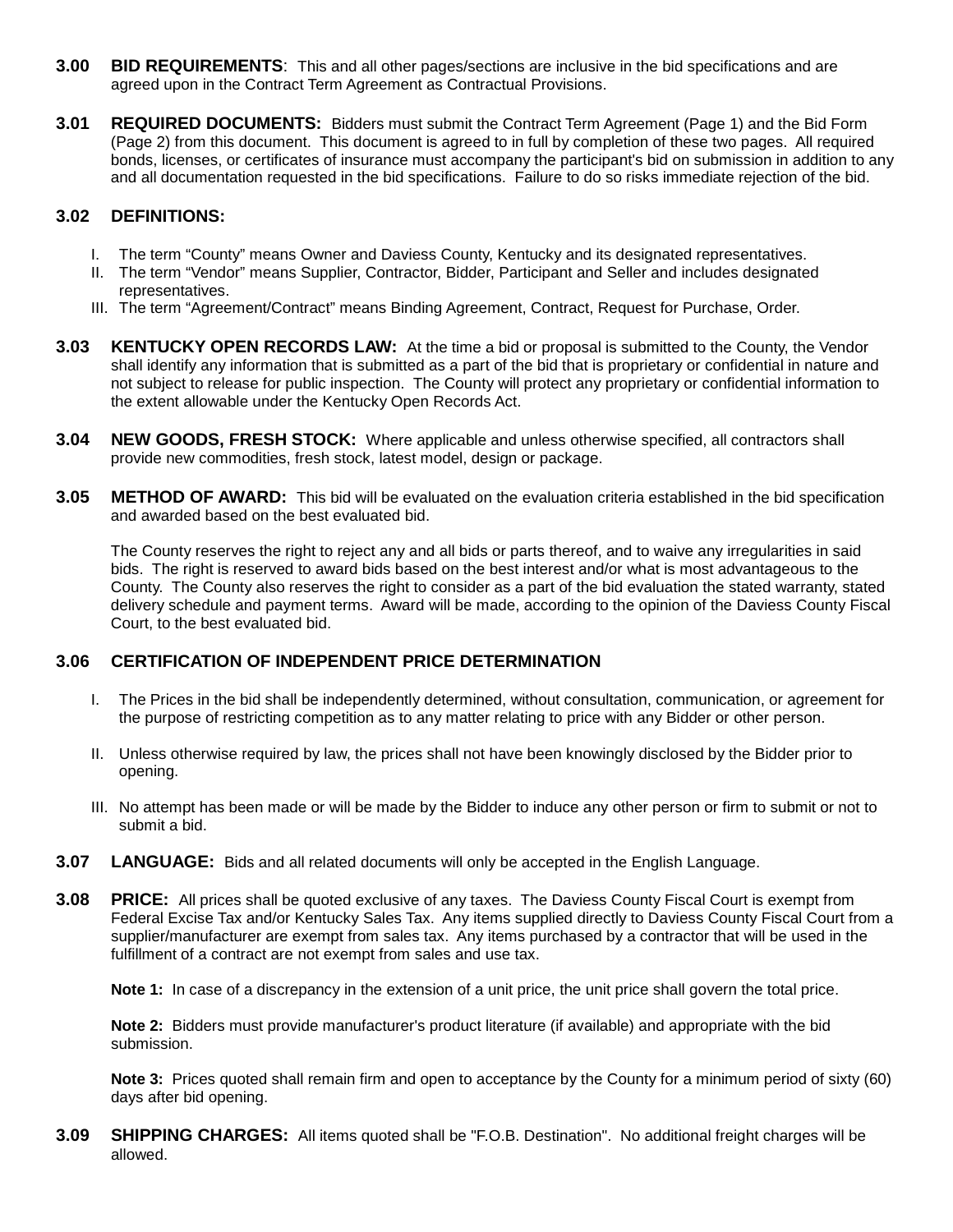**3.00 BID REQUIREMENTS**: This and all other pages/sections are inclusive in the bid specifications and are agreed upon in the Contract Term Agreement as Contractual Provisions.

**3.01 REQUIRED DOCUMENTS:** Bidders must submit the Contract Term Agreement (Page 1) and the Bid Form (Page 2) from this document. This document is agreed to in full by completion of these two pages. All required bonds, licenses, or certificates of insurance must accompany the participant's bid on submission in addition to any and all documentation requested in the bid specifications. Failure to do so risks immediate rejection of the bid.

**3.02 DEFINITIONS:**

I. The term "County" means Owner and Daviess County, Kentucky and its designated representatives.
II. The term "Vendor" means Supplier, Contractor, Bidder, Participant and Seller and includes designated representatives.
III. The term "Agreement/Contract" means Binding Agreement, Contract, Request for Purchase, Order.

**3.03 KENTUCKY OPEN RECORDS LAW:** At the time a bid or proposal is submitted to the County, the Vendor shall identify any information that is submitted as a part of the bid that is proprietary or confidential in nature and not subject to release for public inspection. The County will protect any proprietary or confidential information to the extent allowable under the Kentucky Open Records Act.

**3.04 NEW GOODS, FRESH STOCK:** Where applicable and unless otherwise specified, all contractors shall provide new commodities, fresh stock, latest model, design or package.

**3.05 METHOD OF AWARD:** This bid will be evaluated on the evaluation criteria established in the bid specification and awarded based on the best evaluated bid.

The County reserves the right to reject any and all bids or parts thereof, and to waive any irregularities in said bids. The right is reserved to award bids based on the best interest and/or what is most advantageous to the County. The County also reserves the right to consider as a part of the bid evaluation the stated warranty, stated delivery schedule and payment terms. Award will be made, according to the opinion of the Daviess County Fiscal Court, to the best evaluated bid.

**3.06 CERTIFICATION OF INDEPENDENT PRICE DETERMINATION**

I. The Prices in the bid shall be independently determined, without consultation, communication, or agreement for the purpose of restricting competition as to any matter relating to price with any Bidder or other person.

II. Unless otherwise required by law, the prices shall not have been knowingly disclosed by the Bidder prior to opening.

III. No attempt has been made or will be made by the Bidder to induce any other person or firm to submit or not to submit a bid.

**3.07 LANGUAGE:** Bids and all related documents will only be accepted in the English Language.

**3.08 PRICE:** All prices shall be quoted exclusive of any taxes. The Daviess County Fiscal Court is exempt from Federal Excise Tax and/or Kentucky Sales Tax. Any items supplied directly to Daviess County Fiscal Court from a supplier/manufacturer are exempt from sales tax. Any items purchased by a contractor that will be used in the fulfillment of a contract are not exempt from sales and use tax.

**Note 1:** In case of a discrepancy in the extension of a unit price, the unit price shall govern the total price.

**Note 2:** Bidders must provide manufacturer's product literature (if available) and appropriate with the bid submission.

**Note 3:** Prices quoted shall remain firm and open to acceptance by the County for a minimum period of sixty (60) days after bid opening.

**3.09 SHIPPING CHARGES:** All items quoted shall be "F.O.B. Destination". No additional freight charges will be allowed.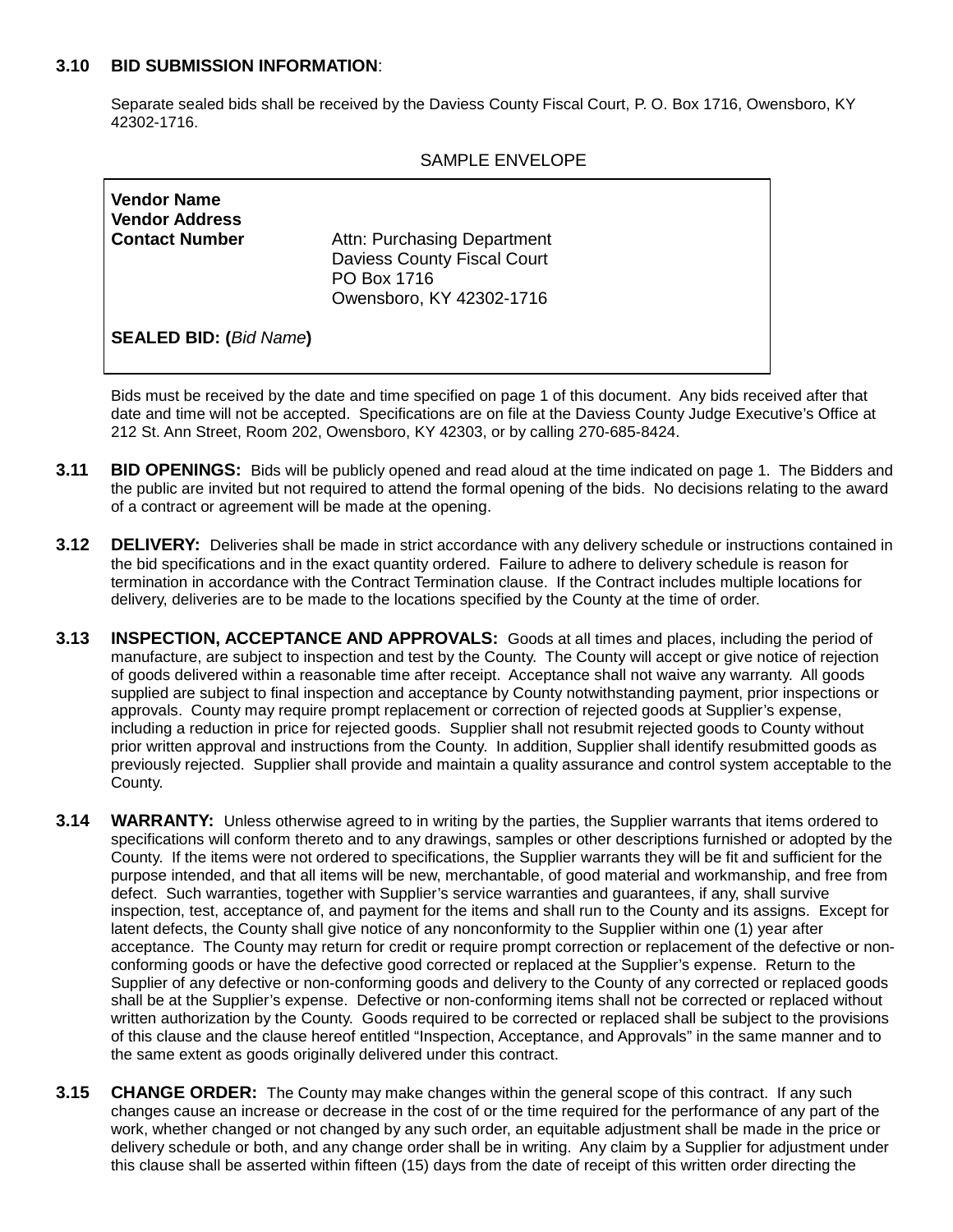**3.10 BID SUBMISSION INFORMATION**:

Separate sealed bids shall be received by the Daviess County Fiscal Court, P. O. Box 1716, Owensboro, KY 42302-1716.

SAMPLE ENVELOPE

| | |
|---|---|
| **Vendor Name**<br>**Vendor Address**<br>**Contact Number** | <br><br>Attn: Purchasing Department<br>Daviess County Fiscal Court<br>PO Box 1716<br>Owensboro, KY 42302-1716 |
| **SEALED BID: (***Bid Name***)** | |

Bids must be received by the date and time specified on page 1 of this document. Any bids received after that date and time will not be accepted. Specifications are on file at the Daviess County Judge Executive's Office at 212 St. Ann Street, Room 202, Owensboro, KY 42303, or by calling 270-685-8424.

**3.11 BID OPENINGS:** Bids will be publicly opened and read aloud at the time indicated on page 1. The Bidders and the public are invited but not required to attend the formal opening of the bids. No decisions relating to the award of a contract or agreement will be made at the opening.

**3.12 DELIVERY:** Deliveries shall be made in strict accordance with any delivery schedule or instructions contained in the bid specifications and in the exact quantity ordered. Failure to adhere to delivery schedule is reason for termination in accordance with the Contract Termination clause. If the Contract includes multiple locations for delivery, deliveries are to be made to the locations specified by the County at the time of order.

**3.13 INSPECTION, ACCEPTANCE AND APPROVALS:** Goods at all times and places, including the period of manufacture, are subject to inspection and test by the County. The County will accept or give notice of rejection of goods delivered within a reasonable time after receipt. Acceptance shall not waive any warranty. All goods supplied are subject to final inspection and acceptance by County notwithstanding payment, prior inspections or approvals. County may require prompt replacement or correction of rejected goods at Supplier's expense, including a reduction in price for rejected goods. Supplier shall not resubmit rejected goods to County without prior written approval and instructions from the County. In addition, Supplier shall identify resubmitted goods as previously rejected. Supplier shall provide and maintain a quality assurance and control system acceptable to the County.

**3.14 WARRANTY:** Unless otherwise agreed to in writing by the parties, the Supplier warrants that items ordered to specifications will conform thereto and to any drawings, samples or other descriptions furnished or adopted by the County. If the items were not ordered to specifications, the Supplier warrants they will be fit and sufficient for the purpose intended, and that all items will be new, merchantable, of good material and workmanship, and free from defect. Such warranties, together with Supplier's service warranties and guarantees, if any, shall survive inspection, test, acceptance of, and payment for the items and shall run to the County and its assigns. Except for latent defects, the County shall give notice of any nonconformity to the Supplier within one (1) year after acceptance. The County may return for credit or require prompt correction or replacement of the defective or non-conforming goods or have the defective good corrected or replaced at the Supplier's expense. Return to the Supplier of any defective or non-conforming goods and delivery to the County of any corrected or replaced goods shall be at the Supplier's expense. Defective or non-conforming items shall not be corrected or replaced without written authorization by the County. Goods required to be corrected or replaced shall be subject to the provisions of this clause and the clause hereof entitled "Inspection, Acceptance, and Approvals" in the same manner and to the same extent as goods originally delivered under this contract.

**3.15 CHANGE ORDER:** The County may make changes within the general scope of this contract. If any such changes cause an increase or decrease in the cost of or the time required for the performance of any part of the work, whether changed or not changed by any such order, an equitable adjustment shall be made in the price or delivery schedule or both, and any change order shall be in writing. Any claim by a Supplier for adjustment under this clause shall be asserted within fifteen (15) days from the date of receipt of this written order directing the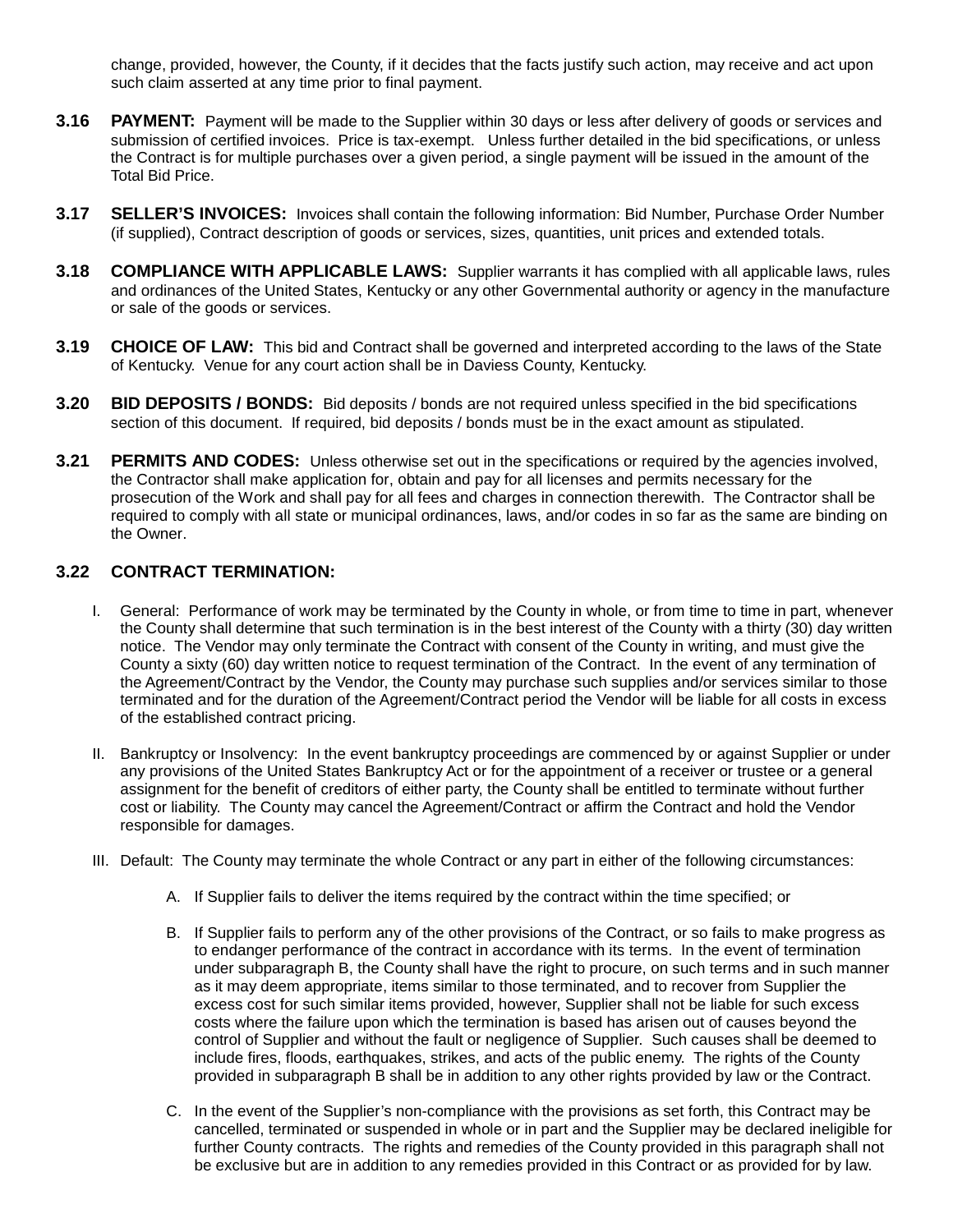change, provided, however, the County, if it decides that the facts justify such action, may receive and act upon such claim asserted at any time prior to final payment.

**3.16 PAYMENT:** Payment will be made to the Supplier within 30 days or less after delivery of goods or services and submission of certified invoices. Price is tax-exempt. Unless further detailed in the bid specifications, or unless the Contract is for multiple purchases over a given period, a single payment will be issued in the amount of the Total Bid Price.

**3.17 SELLER'S INVOICES:** Invoices shall contain the following information: Bid Number, Purchase Order Number (if supplied), Contract description of goods or services, sizes, quantities, unit prices and extended totals.

**3.18 COMPLIANCE WITH APPLICABLE LAWS:** Supplier warrants it has complied with all applicable laws, rules and ordinances of the United States, Kentucky or any other Governmental authority or agency in the manufacture or sale of the goods or services.

**3.19 CHOICE OF LAW:** This bid and Contract shall be governed and interpreted according to the laws of the State of Kentucky. Venue for any court action shall be in Daviess County, Kentucky.

**3.20 BID DEPOSITS / BONDS:** Bid deposits / bonds are not required unless specified in the bid specifications section of this document. If required, bid deposits / bonds must be in the exact amount as stipulated.

**3.21 PERMITS AND CODES:** Unless otherwise set out in the specifications or required by the agencies involved, the Contractor shall make application for, obtain and pay for all licenses and permits necessary for the prosecution of the Work and shall pay for all fees and charges in connection therewith. The Contractor shall be required to comply with all state or municipal ordinances, laws, and/or codes in so far as the same are binding on the Owner.

**3.22 CONTRACT TERMINATION:**

I. General: Performance of work may be terminated by the County in whole, or from time to time in part, whenever the County shall determine that such termination is in the best interest of the County with a thirty (30) day written notice. The Vendor may only terminate the Contract with consent of the County in writing, and must give the County a sixty (60) day written notice to request termination of the Contract. In the event of any termination of the Agreement/Contract by the Vendor, the County may purchase such supplies and/or services similar to those terminated and for the duration of the Agreement/Contract period the Vendor will be liable for all costs in excess of the established contract pricing.

II. Bankruptcy or Insolvency: In the event bankruptcy proceedings are commenced by or against Supplier or under any provisions of the United States Bankruptcy Act or for the appointment of a receiver or trustee or a general assignment for the benefit of creditors of either party, the County shall be entitled to terminate without further cost or liability. The County may cancel the Agreement/Contract or affirm the Contract and hold the Vendor responsible for damages.

III. Default: The County may terminate the whole Contract or any part in either of the following circumstances:

   A. If Supplier fails to deliver the items required by the contract within the time specified; or

   B. If Supplier fails to perform any of the other provisions of the Contract, or so fails to make progress as to endanger performance of the contract in accordance with its terms. In the event of termination under subparagraph B, the County shall have the right to procure, on such terms and in such manner as it may deem appropriate, items similar to those terminated, and to recover from Supplier the excess cost for such similar items provided, however, Supplier shall not be liable for such excess costs where the failure upon which the termination is based has arisen out of causes beyond the control of Supplier and without the fault or negligence of Supplier. Such causes shall be deemed to include fires, floods, earthquakes, strikes, and acts of the public enemy. The rights of the County provided in subparagraph B shall be in addition to any other rights provided by law or the Contract.

   C. In the event of the Supplier's non-compliance with the provisions as set forth, this Contract may be cancelled, terminated or suspended in whole or in part and the Supplier may be declared ineligible for further County contracts. The rights and remedies of the County provided in this paragraph shall not be exclusive but are in addition to any remedies provided in this Contract or as provided for by law.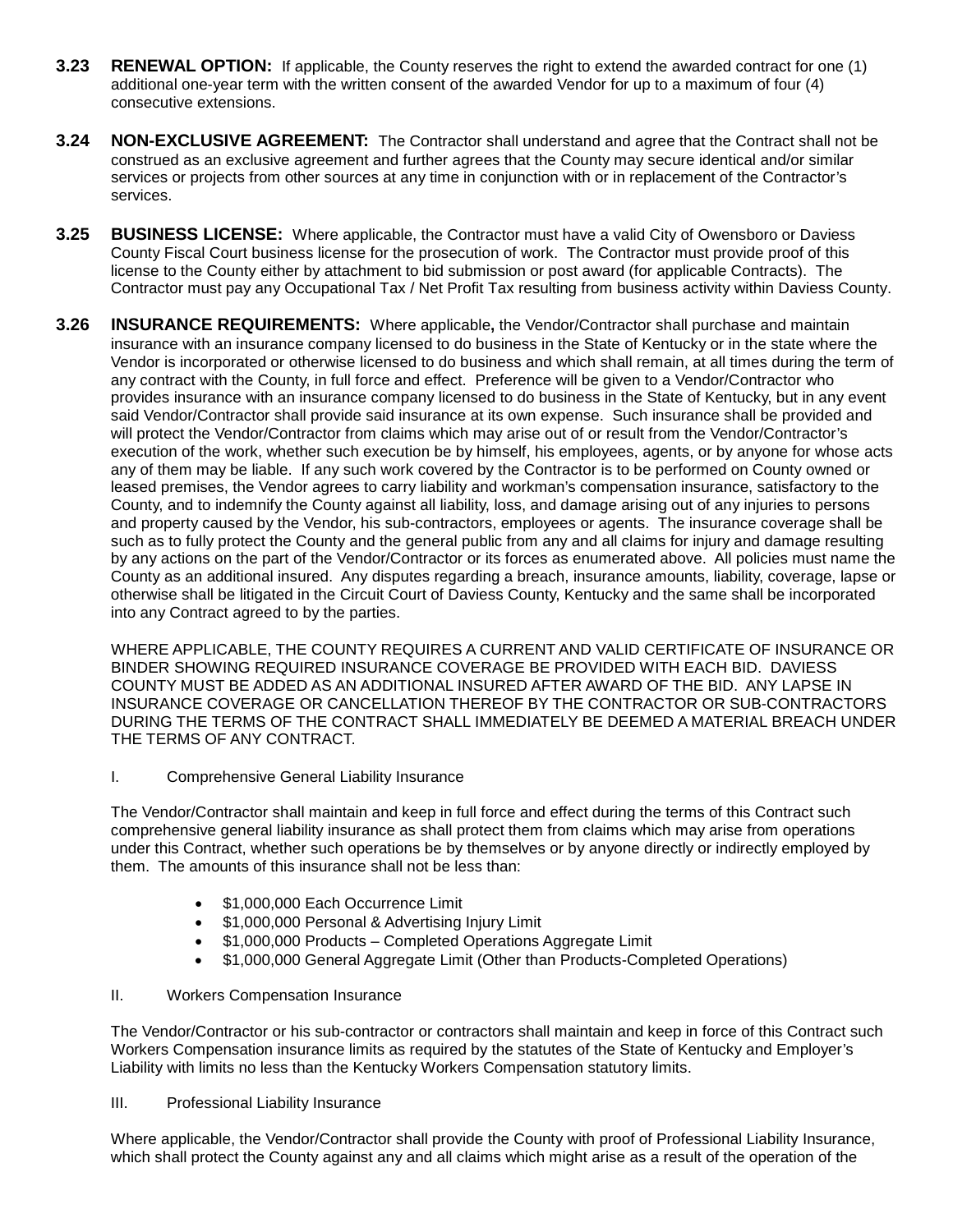**3.23 RENEWAL OPTION:** If applicable, the County reserves the right to extend the awarded contract for one (1) additional one-year term with the written consent of the awarded Vendor for up to a maximum of four (4) consecutive extensions.

**3.24 NON-EXCLUSIVE AGREEMENT:** The Contractor shall understand and agree that the Contract shall not be construed as an exclusive agreement and further agrees that the County may secure identical and/or similar services or projects from other sources at any time in conjunction with or in replacement of the Contractor's services.

**3.25 BUSINESS LICENSE:** Where applicable, the Contractor must have a valid City of Owensboro or Daviess County Fiscal Court business license for the prosecution of work. The Contractor must provide proof of this license to the County either by attachment to bid submission or post award (for applicable Contracts). The Contractor must pay any Occupational Tax / Net Profit Tax resulting from business activity within Daviess County.

**3.26 INSURANCE REQUIREMENTS:** Where applicable**,** the Vendor/Contractor shall purchase and maintain insurance with an insurance company licensed to do business in the State of Kentucky or in the state where the Vendor is incorporated or otherwise licensed to do business and which shall remain, at all times during the term of any contract with the County, in full force and effect. Preference will be given to a Vendor/Contractor who provides insurance with an insurance company licensed to do business in the State of Kentucky, but in any event said Vendor/Contractor shall provide said insurance at its own expense. Such insurance shall be provided and will protect the Vendor/Contractor from claims which may arise out of or result from the Vendor/Contractor's execution of the work, whether such execution be by himself, his employees, agents, or by anyone for whose acts any of them may be liable. If any such work covered by the Contractor is to be performed on County owned or leased premises, the Vendor agrees to carry liability and workman's compensation insurance, satisfactory to the County, and to indemnify the County against all liability, loss, and damage arising out of any injuries to persons and property caused by the Vendor, his sub-contractors, employees or agents. The insurance coverage shall be such as to fully protect the County and the general public from any and all claims for injury and damage resulting by any actions on the part of the Vendor/Contractor or its forces as enumerated above. All policies must name the County as an additional insured. Any disputes regarding a breach, insurance amounts, liability, coverage, lapse or otherwise shall be litigated in the Circuit Court of Daviess County, Kentucky and the same shall be incorporated into any Contract agreed to by the parties.

WHERE APPLICABLE, THE COUNTY REQUIRES A CURRENT AND VALID CERTIFICATE OF INSURANCE OR BINDER SHOWING REQUIRED INSURANCE COVERAGE BE PROVIDED WITH EACH BID. DAVIESS COUNTY MUST BE ADDED AS AN ADDITIONAL INSURED AFTER AWARD OF THE BID. ANY LAPSE IN INSURANCE COVERAGE OR CANCELLATION THEREOF BY THE CONTRACTOR OR SUB-CONTRACTORS DURING THE TERMS OF THE CONTRACT SHALL IMMEDIATELY BE DEEMED A MATERIAL BREACH UNDER THE TERMS OF ANY CONTRACT.

I. Comprehensive General Liability Insurance

The Vendor/Contractor shall maintain and keep in full force and effect during the terms of this Contract such comprehensive general liability insurance as shall protect them from claims which may arise from operations under this Contract, whether such operations be by themselves or by anyone directly or indirectly employed by them. The amounts of this insurance shall not be less than:

- $1,000,000 Each Occurrence Limit
- $1,000,000 Personal & Advertising Injury Limit
- $1,000,000 Products – Completed Operations Aggregate Limit
- $1,000,000 General Aggregate Limit (Other than Products-Completed Operations)

II. Workers Compensation Insurance

The Vendor/Contractor or his sub-contractor or contractors shall maintain and keep in force of this Contract such Workers Compensation insurance limits as required by the statutes of the State of Kentucky and Employer's Liability with limits no less than the Kentucky Workers Compensation statutory limits.

III. Professional Liability Insurance

Where applicable, the Vendor/Contractor shall provide the County with proof of Professional Liability Insurance, which shall protect the County against any and all claims which might arise as a result of the operation of the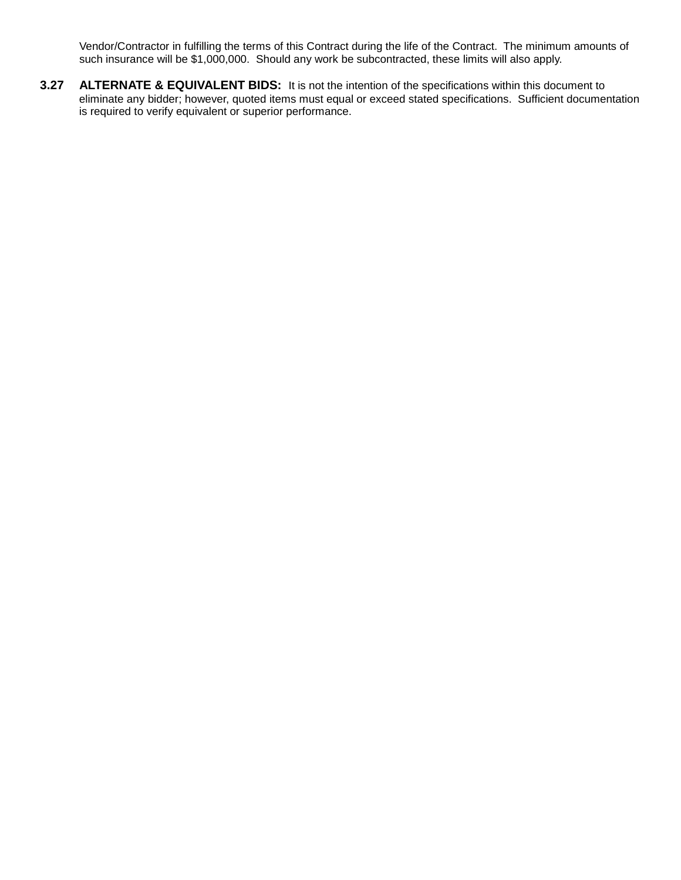Vendor/Contractor in fulfilling the terms of this Contract during the life of the Contract. The minimum amounts of such insurance will be $1,000,000. Should any work be subcontracted, these limits will also apply.

**3.27 ALTERNATE & EQUIVALENT BIDS:** It is not the intention of the specifications within this document to eliminate any bidder; however, quoted items must equal or exceed stated specifications. Sufficient documentation is required to verify equivalent or superior performance.